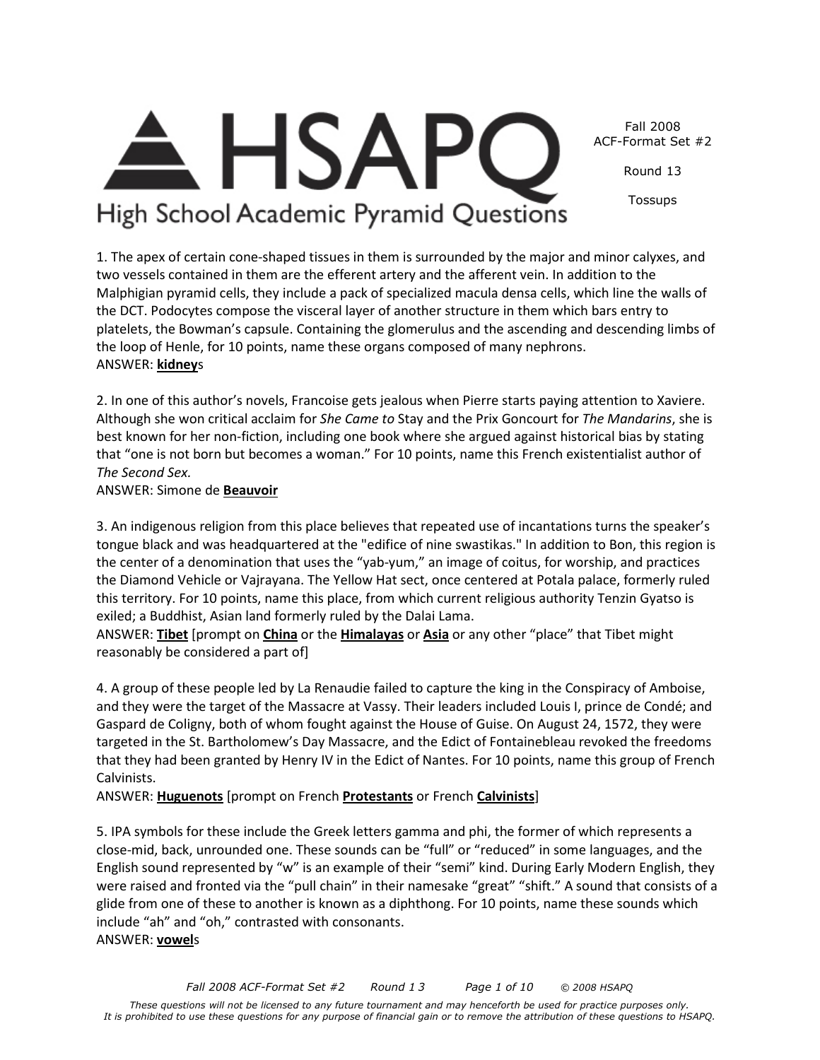# HSAPQ

High School Academic Pyramid Questions

Fall 2008
ACF-Format Set #2

Round 13

Tossups

1. The apex of certain cone-shaped tissues in them is surrounded by the major and minor calyxes, and two vessels contained in them are the efferent artery and the afferent vein. In addition to the Malphigian pyramid cells, they include a pack of specialized macula densa cells, which line the walls of the DCT. Podocytes compose the visceral layer of another structure in them which bars entry to platelets, the Bowman's capsule. Containing the glomerulus and the ascending and descending limbs of the loop of Henle, for 10 points, name these organs composed of many nephrons.
ANSWER: **kidney**s

2. In one of this author's novels, Francoise gets jealous when Pierre starts paying attention to Xaviere. Although she won critical acclaim for *She Came to* Stay and the Prix Goncourt for *The Mandarins*, she is best known for her non-fiction, including one book where she argued against historical bias by stating that "one is not born but becomes a woman." For 10 points, name this French existentialist author of *The Second Sex.*
ANSWER: Simone de **Beauvoir**

3. An indigenous religion from this place believes that repeated use of incantations turns the speaker's tongue black and was headquartered at the "edifice of nine swastikas." In addition to Bon, this region is the center of a denomination that uses the "yab-yum," an image of coitus, for worship, and practices the Diamond Vehicle or Vajrayana. The Yellow Hat sect, once centered at Potala palace, formerly ruled this territory. For 10 points, name this place, from which current religious authority Tenzin Gyatso is exiled; a Buddhist, Asian land formerly ruled by the Dalai Lama.
ANSWER: **Tibet** [prompt on **China** or the **Himalayas** or **Asia** or any other "place" that Tibet might reasonably be considered a part of]

4. A group of these people led by La Renaudie failed to capture the king in the Conspiracy of Amboise, and they were the target of the Massacre at Vassy. Their leaders included Louis I, prince de Condé; and Gaspard de Coligny, both of whom fought against the House of Guise. On August 24, 1572, they were targeted in the St. Bartholomew's Day Massacre, and the Edict of Fontainebleau revoked the freedoms that they had been granted by Henry IV in the Edict of Nantes. For 10 points, name this group of French Calvinists.
ANSWER: **Huguenots** [prompt on French **Protestants** or French **Calvinists**]

5. IPA symbols for these include the Greek letters gamma and phi, the former of which represents a close-mid, back, unrounded one. These sounds can be "full" or "reduced" in some languages, and the English sound represented by "w" is an example of their "semi" kind. During Early Modern English, they were raised and fronted via the "pull chain" in their namesake "great" "shift." A sound that consists of a glide from one of these to another is known as a diphthong. For 10 points, name these sounds which include "ah" and "oh," contrasted with consonants.
ANSWER: **vowel**s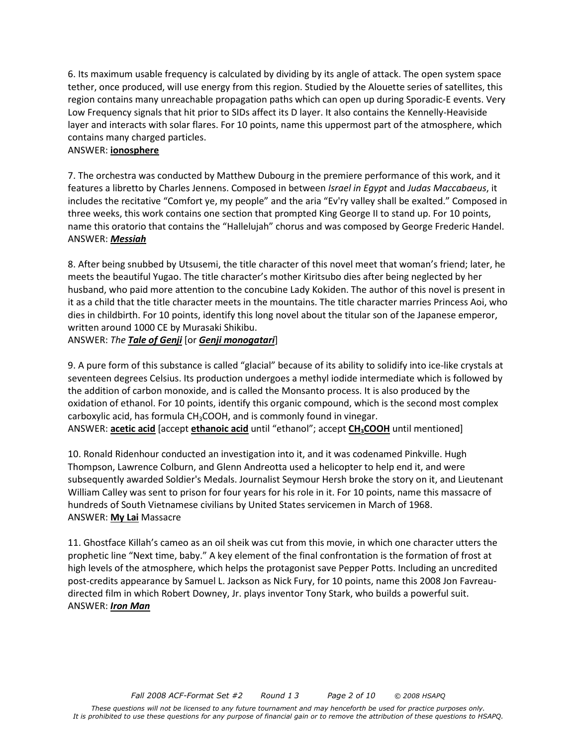6. Its maximum usable frequency is calculated by dividing by its angle of attack. The open system space tether, once produced, will use energy from this region. Studied by the Alouette series of satellites, this region contains many unreachable propagation paths which can open up during Sporadic-E events. Very Low Frequency signals that hit prior to SIDs affect its D layer. It also contains the Kennelly-Heaviside layer and interacts with solar flares. For 10 points, name this uppermost part of the atmosphere, which contains many charged particles.
ANSWER: **ionosphere**

7. The orchestra was conducted by Matthew Dubourg in the premiere performance of this work, and it features a libretto by Charles Jennens. Composed in between *Israel in Egypt* and *Judas Maccabaeus*, it includes the recitative "Comfort ye, my people" and the aria "Ev'ry valley shall be exalted." Composed in three weeks, this work contains one section that prompted King George II to stand up. For 10 points, name this oratorio that contains the "Hallelujah" chorus and was composed by George Frederic Handel.
ANSWER: ***Messiah***

8. After being snubbed by Utsusemi, the title character of this novel meet that woman's friend; later, he meets the beautiful Yugao. The title character's mother Kiritsubo dies after being neglected by her husband, who paid more attention to the concubine Lady Kokiden. The author of this novel is present in it as a child that the title character meets in the mountains. The title character marries Princess Aoi, who dies in childbirth. For 10 points, identify this long novel about the titular son of the Japanese emperor, written around 1000 CE by Murasaki Shikibu.
ANSWER: *The* ***Tale of Genji*** [or ***Genji monogatari***]

9. A pure form of this substance is called "glacial" because of its ability to solidify into ice-like crystals at seventeen degrees Celsius. Its production undergoes a methyl iodide intermediate which is followed by the addition of carbon monoxide, and is called the Monsanto process. It is also produced by the oxidation of ethanol. For 10 points, identify this organic compound, which is the second most complex carboxylic acid, has formula $CH_3COOH$, and is commonly found in vinegar.
ANSWER: **acetic acid** [accept **ethanoic acid** until "ethanol"; accept **$CH_3COOH$** until mentioned]

10. Ronald Ridenhour conducted an investigation into it, and it was codenamed Pinkville. Hugh Thompson, Lawrence Colburn, and Glenn Andreotta used a helicopter to help end it, and were subsequently awarded Soldier's Medals. Journalist Seymour Hersh broke the story on it, and Lieutenant William Calley was sent to prison for four years for his role in it. For 10 points, name this massacre of hundreds of South Vietnamese civilians by United States servicemen in March of 1968.
ANSWER: **My Lai** Massacre

11. Ghostface Killah's cameo as an oil sheik was cut from this movie, in which one character utters the prophetic line "Next time, baby." A key element of the final confrontation is the formation of frost at high levels of the atmosphere, which helps the protagonist save Pepper Potts. Including an uncredited post-credits appearance by Samuel L. Jackson as Nick Fury, for 10 points, name this 2008 Jon Favreau-directed film in which Robert Downey, Jr. plays inventor Tony Stark, who builds a powerful suit.
ANSWER: ***Iron Man***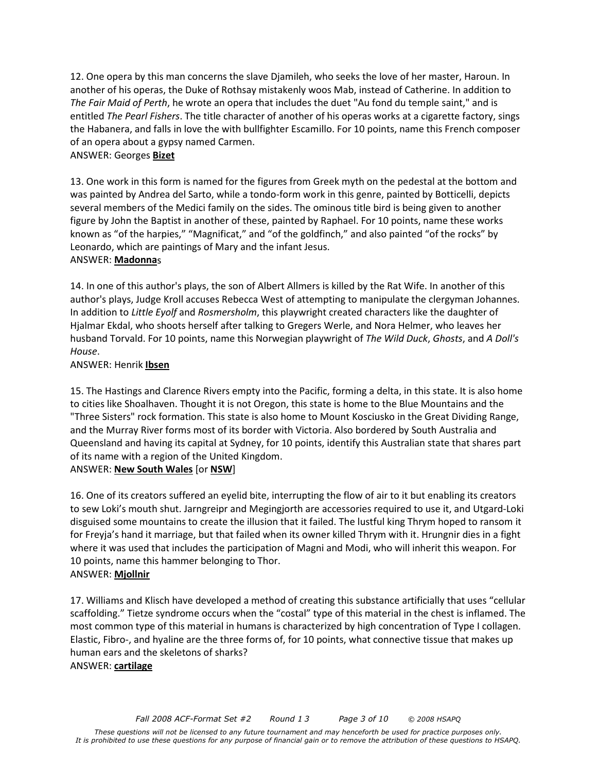12. One opera by this man concerns the slave Djamileh, who seeks the love of her master, Haroun. In another of his operas, the Duke of Rothsay mistakenly woos Mab, instead of Catherine. In addition to *The Fair Maid of Perth*, he wrote an opera that includes the duet "Au fond du temple saint," and is entitled *The Pearl Fishers*. The title character of another of his operas works at a cigarette factory, sings the Habanera, and falls in love the with bullfighter Escamillo. For 10 points, name this French composer of an opera about a gypsy named Carmen.

ANSWER: Georges **Bizet**

13. One work in this form is named for the figures from Greek myth on the pedestal at the bottom and was painted by Andrea del Sarto, while a tondo-form work in this genre, painted by Botticelli, depicts several members of the Medici family on the sides. The ominous title bird is being given to another figure by John the Baptist in another of these, painted by Raphael. For 10 points, name these works known as "of the harpies," "Magnificat," and "of the goldfinch," and also painted "of the rocks" by Leonardo, which are paintings of Mary and the infant Jesus.

ANSWER: **Madonna**s

14. In one of this author's plays, the son of Albert Allmers is killed by the Rat Wife. In another of this author's plays, Judge Kroll accuses Rebecca West of attempting to manipulate the clergyman Johannes. In addition to *Little Eyolf* and *Rosmersholm*, this playwright created characters like the daughter of Hjalmar Ekdal, who shoots herself after talking to Gregers Werle, and Nora Helmer, who leaves her husband Torvald. For 10 points, name this Norwegian playwright of *The Wild Duck*, *Ghosts*, and *A Doll's House*.

ANSWER: Henrik **Ibsen**

15. The Hastings and Clarence Rivers empty into the Pacific, forming a delta, in this state. It is also home to cities like Shoalhaven. Thought it is not Oregon, this state is home to the Blue Mountains and the "Three Sisters" rock formation. This state is also home to Mount Kosciusko in the Great Dividing Range, and the Murray River forms most of its border with Victoria. Also bordered by South Australia and Queensland and having its capital at Sydney, for 10 points, identify this Australian state that shares part of its name with a region of the United Kingdom.

ANSWER: **New South Wales** [or **NSW**]

16. One of its creators suffered an eyelid bite, interrupting the flow of air to it but enabling its creators to sew Loki's mouth shut. Jarngreipr and Megingjorth are accessories required to use it, and Utgard-Loki disguised some mountains to create the illusion that it failed. The lustful king Thrym hoped to ransom it for Freyja's hand it marriage, but that failed when its owner killed Thrym with it. Hrungnir dies in a fight where it was used that includes the participation of Magni and Modi, who will inherit this weapon. For 10 points, name this hammer belonging to Thor.

ANSWER: **Mjollnir**

17. Williams and Klisch have developed a method of creating this substance artificially that uses "cellular scaffolding." Tietze syndrome occurs when the "costal" type of this material in the chest is inflamed. The most common type of this material in humans is characterized by high concentration of Type I collagen. Elastic, Fibro-, and hyaline are the three forms of, for 10 points, what connective tissue that makes up human ears and the skeletons of sharks?

ANSWER: **cartilage**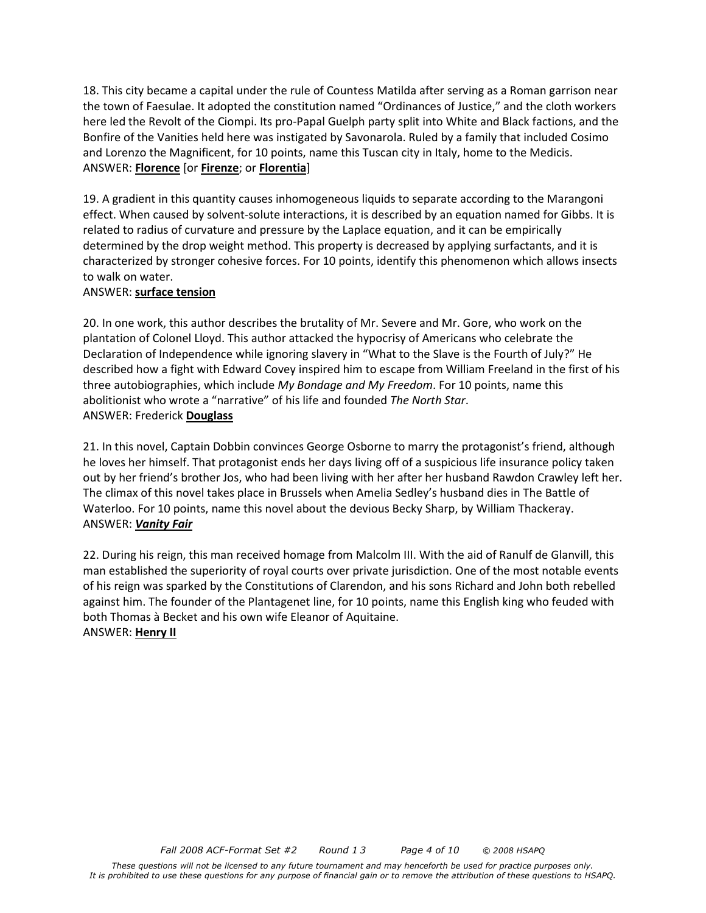18. This city became a capital under the rule of Countess Matilda after serving as a Roman garrison near the town of Faesulae. It adopted the constitution named "Ordinances of Justice," and the cloth workers here led the Revolt of the Ciompi. Its pro-Papal Guelph party split into White and Black factions, and the Bonfire of the Vanities held here was instigated by Savonarola. Ruled by a family that included Cosimo and Lorenzo the Magnificent, for 10 points, name this Tuscan city in Italy, home to the Medicis.
ANSWER: **Florence** [or **Firenze**; or **Florentia**]

19. A gradient in this quantity causes inhomogeneous liquids to separate according to the Marangoni effect. When caused by solvent-solute interactions, it is described by an equation named for Gibbs. It is related to radius of curvature and pressure by the Laplace equation, and it can be empirically determined by the drop weight method. This property is decreased by applying surfactants, and it is characterized by stronger cohesive forces. For 10 points, identify this phenomenon which allows insects to walk on water.
ANSWER: **surface tension**

20. In one work, this author describes the brutality of Mr. Severe and Mr. Gore, who work on the plantation of Colonel Lloyd. This author attacked the hypocrisy of Americans who celebrate the Declaration of Independence while ignoring slavery in "What to the Slave is the Fourth of July?" He described how a fight with Edward Covey inspired him to escape from William Freeland in the first of his three autobiographies, which include *My Bondage and My Freedom*. For 10 points, name this abolitionist who wrote a "narrative" of his life and founded *The North Star*.
ANSWER: Frederick **Douglass**

21. In this novel, Captain Dobbin convinces George Osborne to marry the protagonist's friend, although he loves her himself. That protagonist ends her days living off of a suspicious life insurance policy taken out by her friend's brother Jos, who had been living with her after her husband Rawdon Crawley left her. The climax of this novel takes place in Brussels when Amelia Sedley's husband dies in The Battle of Waterloo. For 10 points, name this novel about the devious Becky Sharp, by William Thackeray.
ANSWER: ***Vanity Fair***

22. During his reign, this man received homage from Malcolm III. With the aid of Ranulf de Glanvill, this man established the superiority of royal courts over private jurisdiction. One of the most notable events of his reign was sparked by the Constitutions of Clarendon, and his sons Richard and John both rebelled against him. The founder of the Plantagenet line, for 10 points, name this English king who feuded with both Thomas à Becket and his own wife Eleanor of Aquitaine.
ANSWER: **Henry II**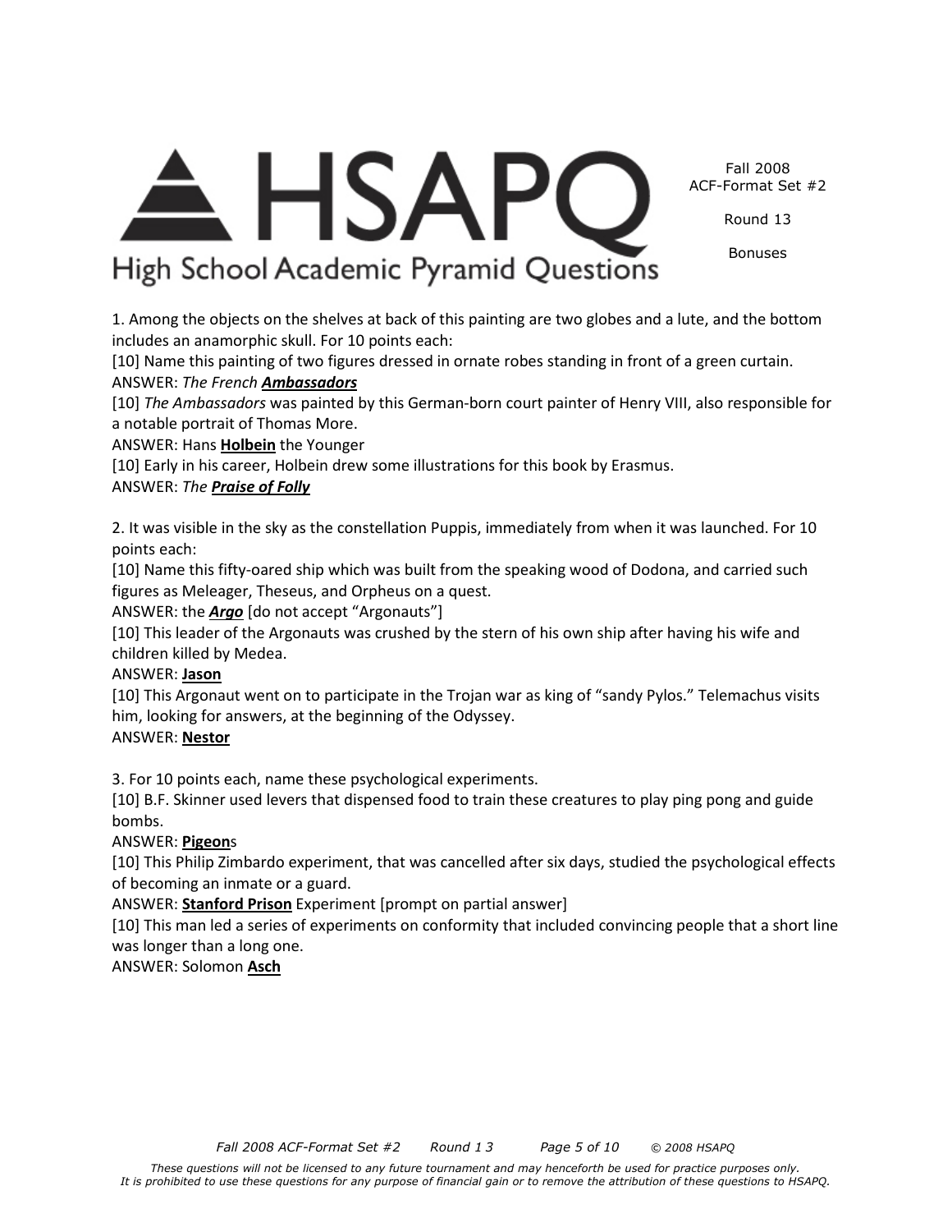1. Among the objects on the shelves at back of this painting are two globes and a lute, and the bottom includes an anamorphic skull. For 10 points each:

[10] Name this painting of two figures dressed in ornate robes standing in front of a green curtain.

ANSWER: *The French* ***Ambassadors***

[10] *The Ambassadors* was painted by this German-born court painter of Henry VIII, also responsible for a notable portrait of Thomas More.

ANSWER: Hans **Holbein** the Younger

[10] Early in his career, Holbein drew some illustrations for this book by Erasmus.

ANSWER: *The* ***Praise of Folly***

2. It was visible in the sky as the constellation Puppis, immediately from when it was launched. For 10 points each:

[10] Name this fifty-oared ship which was built from the speaking wood of Dodona, and carried such figures as Meleager, Theseus, and Orpheus on a quest.

ANSWER: the ***Argo*** [do not accept "Argonauts"]

[10] This leader of the Argonauts was crushed by the stern of his own ship after having his wife and children killed by Medea.

ANSWER: **Jason**

[10] This Argonaut went on to participate in the Trojan war as king of "sandy Pylos." Telemachus visits him, looking for answers, at the beginning of the Odyssey.

ANSWER: **Nestor**

3. For 10 points each, name these psychological experiments.

[10] B.F. Skinner used levers that dispensed food to train these creatures to play ping pong and guide bombs.

ANSWER: **Pigeon**s

[10] This Philip Zimbardo experiment, that was cancelled after six days, studied the psychological effects of becoming an inmate or a guard.

ANSWER: **Stanford Prison** Experiment [prompt on partial answer]

[10] This man led a series of experiments on conformity that included convincing people that a short line was longer than a long one.

ANSWER: Solomon **Asch**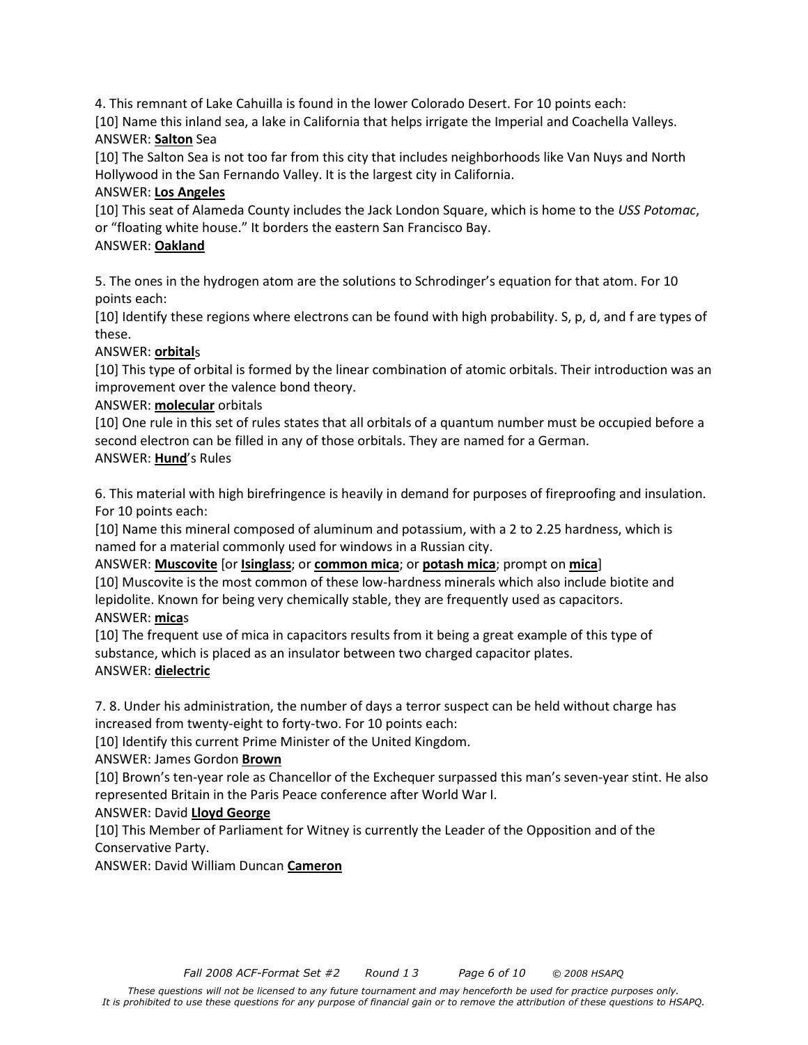4. This remnant of Lake Cahuilla is found in the lower Colorado Desert. For 10 points each:

[10] Name this inland sea, a lake in California that helps irrigate the Imperial and Coachella Valleys.

ANSWER: **Salton** Sea

[10] The Salton Sea is not too far from this city that includes neighborhoods like Van Nuys and North Hollywood in the San Fernando Valley. It is the largest city in California.

ANSWER: **Los Angeles**

[10] This seat of Alameda County includes the Jack London Square, which is home to the *USS Potomac*, or "floating white house." It borders the eastern San Francisco Bay.

ANSWER: **Oakland**

5. The ones in the hydrogen atom are the solutions to Schrodinger's equation for that atom. For 10 points each:

[10] Identify these regions where electrons can be found with high probability. S, p, d, and f are types of these.

ANSWER: **orbital**s

[10] This type of orbital is formed by the linear combination of atomic orbitals. Their introduction was an improvement over the valence bond theory.

ANSWER: **molecular** orbitals

[10] One rule in this set of rules states that all orbitals of a quantum number must be occupied before a second electron can be filled in any of those orbitals. They are named for a German.

ANSWER: **Hund**'s Rules

6. This material with high birefringence is heavily in demand for purposes of fireproofing and insulation. For 10 points each:

[10] Name this mineral composed of aluminum and potassium, with a 2 to 2.25 hardness, which is named for a material commonly used for windows in a Russian city.

ANSWER: **Muscovite** [or **Isinglass**; or **common mica**; or **potash mica**; prompt on **mica**]

[10] Muscovite is the most common of these low-hardness minerals which also include biotite and lepidolite. Known for being very chemically stable, they are frequently used as capacitors.

ANSWER: **mica**s

[10] The frequent use of mica in capacitors results from it being a great example of this type of substance, which is placed as an insulator between two charged capacitor plates.

ANSWER: **dielectric**

7. 8. Under his administration, the number of days a terror suspect can be held without charge has increased from twenty-eight to forty-two. For 10 points each:

[10] Identify this current Prime Minister of the United Kingdom.

ANSWER: James Gordon **Brown**

[10] Brown's ten-year role as Chancellor of the Exchequer surpassed this man's seven-year stint. He also represented Britain in the Paris Peace conference after World War I.

ANSWER: David **Lloyd George**

[10] This Member of Parliament for Witney is currently the Leader of the Opposition and of the Conservative Party.

ANSWER: David William Duncan **Cameron**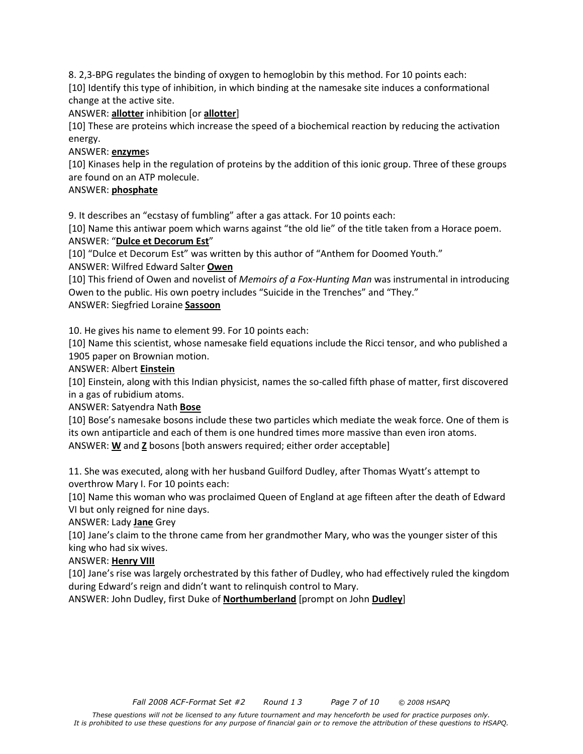8. 2,3-BPG regulates the binding of oxygen to hemoglobin by this method. For 10 points each:

[10] Identify this type of inhibition, in which binding at the namesake site induces a conformational change at the active site.

ANSWER: **allotter** inhibition [or **allotter**]

[10] These are proteins which increase the speed of a biochemical reaction by reducing the activation energy.

ANSWER: **enzyme**s

[10] Kinases help in the regulation of proteins by the addition of this ionic group. Three of these groups are found on an ATP molecule.

ANSWER: **phosphate**

9. It describes an "ecstasy of fumbling" after a gas attack. For 10 points each:

[10] Name this antiwar poem which warns against "the old lie" of the title taken from a Horace poem.

ANSWER: "**Dulce et Decorum Est**"

[10] "Dulce et Decorum Est" was written by this author of "Anthem for Doomed Youth."

ANSWER: Wilfred Edward Salter **Owen**

[10] This friend of Owen and novelist of *Memoirs of a Fox-Hunting Man* was instrumental in introducing Owen to the public. His own poetry includes "Suicide in the Trenches" and "They."

ANSWER: Siegfried Loraine **Sassoon**

10. He gives his name to element 99. For 10 points each:

[10] Name this scientist, whose namesake field equations include the Ricci tensor, and who published a 1905 paper on Brownian motion.

ANSWER: Albert **Einstein**

[10] Einstein, along with this Indian physicist, names the so-called fifth phase of matter, first discovered in a gas of rubidium atoms.

ANSWER: Satyendra Nath **Bose**

[10] Bose's namesake bosons include these two particles which mediate the weak force. One of them is its own antiparticle and each of them is one hundred times more massive than even iron atoms.

ANSWER: **W** and **Z** bosons [both answers required; either order acceptable]

11. She was executed, along with her husband Guilford Dudley, after Thomas Wyatt's attempt to overthrow Mary I. For 10 points each:

[10] Name this woman who was proclaimed Queen of England at age fifteen after the death of Edward VI but only reigned for nine days.

ANSWER: Lady **Jane** Grey

[10] Jane's claim to the throne came from her grandmother Mary, who was the younger sister of this king who had six wives.

ANSWER: **Henry VIII**

[10] Jane's rise was largely orchestrated by this father of Dudley, who had effectively ruled the kingdom during Edward's reign and didn't want to relinquish control to Mary.

ANSWER: John Dudley, first Duke of **Northumberland** [prompt on John **Dudley**]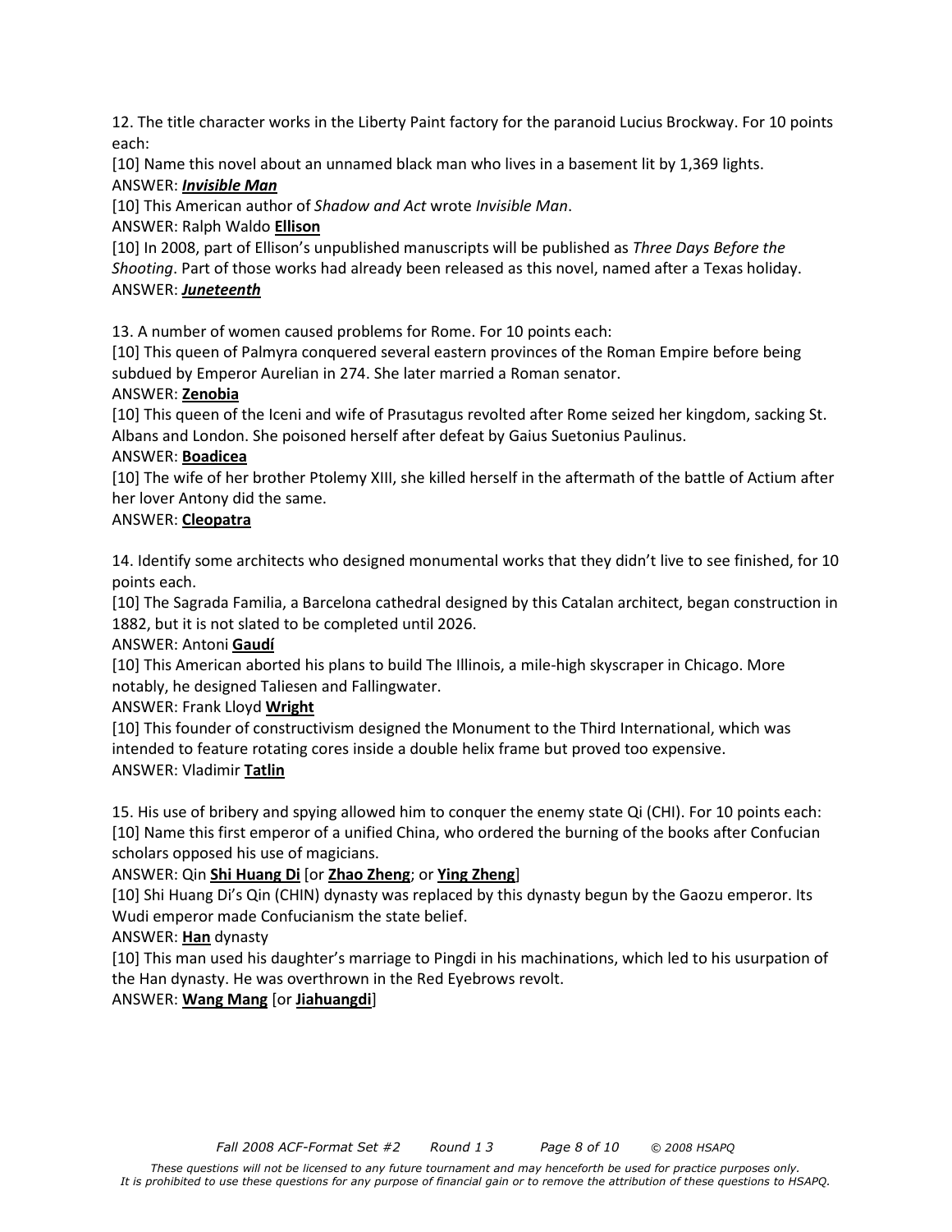12. The title character works in the Liberty Paint factory for the paranoid Lucius Brockway. For 10 points each:

[10] Name this novel about an unnamed black man who lives in a basement lit by 1,369 lights.

ANSWER: ***Invisible Man***

[10] This American author of *Shadow and Act* wrote *Invisible Man*.

ANSWER: Ralph Waldo **Ellison**

[10] In 2008, part of Ellison's unpublished manuscripts will be published as *Three Days Before the Shooting*. Part of those works had already been released as this novel, named after a Texas holiday.

ANSWER: ***Juneteenth***

13. A number of women caused problems for Rome. For 10 points each:

[10] This queen of Palmyra conquered several eastern provinces of the Roman Empire before being subdued by Emperor Aurelian in 274. She later married a Roman senator.

ANSWER: **Zenobia**

[10] This queen of the Iceni and wife of Prasutagus revolted after Rome seized her kingdom, sacking St. Albans and London. She poisoned herself after defeat by Gaius Suetonius Paulinus.

ANSWER: **Boadicea**

[10] The wife of her brother Ptolemy XIII, she killed herself in the aftermath of the battle of Actium after her lover Antony did the same.

ANSWER: **Cleopatra**

14. Identify some architects who designed monumental works that they didn't live to see finished, for 10 points each.

[10] The Sagrada Familia, a Barcelona cathedral designed by this Catalan architect, began construction in 1882, but it is not slated to be completed until 2026.

ANSWER: Antoni **Gaudí**

[10] This American aborted his plans to build The Illinois, a mile-high skyscraper in Chicago. More notably, he designed Taliesen and Fallingwater.

ANSWER: Frank Lloyd **Wright**

[10] This founder of constructivism designed the Monument to the Third International, which was intended to feature rotating cores inside a double helix frame but proved too expensive.

ANSWER: Vladimir **Tatlin**

15. His use of bribery and spying allowed him to conquer the enemy state Qi (CHI). For 10 points each:

[10] Name this first emperor of a unified China, who ordered the burning of the books after Confucian scholars opposed his use of magicians.

ANSWER: Qin **Shi Huang Di** [or **Zhao Zheng**; or **Ying Zheng**]

[10] Shi Huang Di's Qin (CHIN) dynasty was replaced by this dynasty begun by the Gaozu emperor. Its Wudi emperor made Confucianism the state belief.

ANSWER: **Han** dynasty

[10] This man used his daughter's marriage to Pingdi in his machinations, which led to his usurpation of the Han dynasty. He was overthrown in the Red Eyebrows revolt.

ANSWER: **Wang Mang** [or **Jiahuangdi**]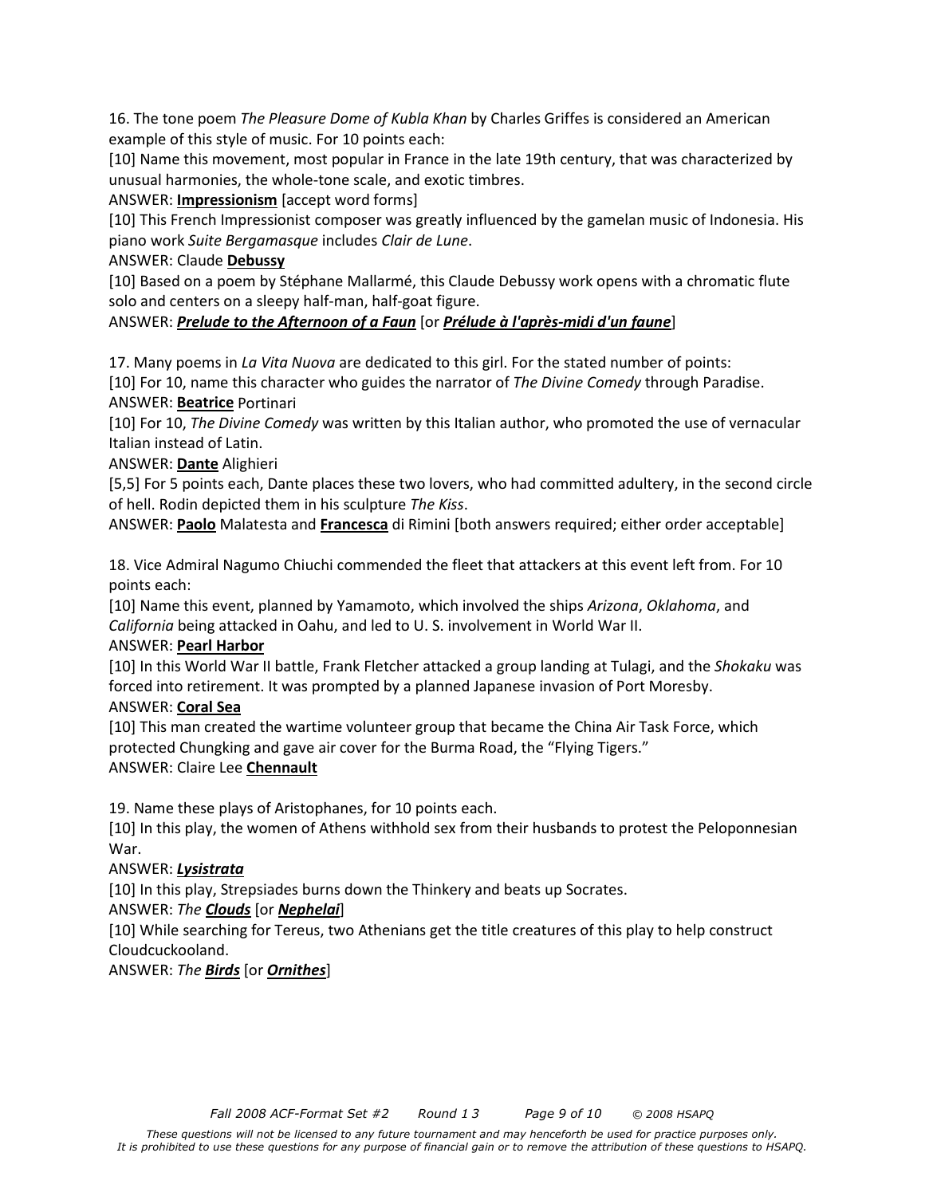16. The tone poem *The Pleasure Dome of Kubla Khan* by Charles Griffes is considered an American example of this style of music. For 10 points each:

[10] Name this movement, most popular in France in the late 19th century, that was characterized by unusual harmonies, the whole-tone scale, and exotic timbres.

ANSWER: **Impressionism** [accept word forms]

[10] This French Impressionist composer was greatly influenced by the gamelan music of Indonesia. His piano work *Suite Bergamasque* includes *Clair de Lune*.

ANSWER: Claude **Debussy**

[10] Based on a poem by Stéphane Mallarmé, this Claude Debussy work opens with a chromatic flute solo and centers on a sleepy half-man, half-goat figure.

ANSWER: ***Prelude to the Afternoon of a Faun*** [or ***Prélude à l'après-midi d'un faune***]

17. Many poems in *La Vita Nuova* are dedicated to this girl. For the stated number of points:

[10] For 10, name this character who guides the narrator of *The Divine Comedy* through Paradise.

ANSWER: **Beatrice** Portinari

[10] For 10, *The Divine Comedy* was written by this Italian author, who promoted the use of vernacular Italian instead of Latin.

ANSWER: **Dante** Alighieri

[5,5] For 5 points each, Dante places these two lovers, who had committed adultery, in the second circle of hell. Rodin depicted them in his sculpture *The Kiss*.

ANSWER: **Paolo** Malatesta and **Francesca** di Rimini [both answers required; either order acceptable]

18. Vice Admiral Nagumo Chiuchi commended the fleet that attackers at this event left from. For 10 points each:

[10] Name this event, planned by Yamamoto, which involved the ships *Arizona*, *Oklahoma*, and *California* being attacked in Oahu, and led to U. S. involvement in World War II.

ANSWER: **Pearl Harbor**

[10] In this World War II battle, Frank Fletcher attacked a group landing at Tulagi, and the *Shokaku* was forced into retirement. It was prompted by a planned Japanese invasion of Port Moresby.

ANSWER: **Coral Sea**

[10] This man created the wartime volunteer group that became the China Air Task Force, which protected Chungking and gave air cover for the Burma Road, the "Flying Tigers."

ANSWER: Claire Lee **Chennault**

19. Name these plays of Aristophanes, for 10 points each.

[10] In this play, the women of Athens withhold sex from their husbands to protest the Peloponnesian War.

ANSWER: ***Lysistrata***

[10] In this play, Strepsiades burns down the Thinkery and beats up Socrates.

ANSWER: *The **Clouds*** [or ***Nephelai***]

[10] While searching for Tereus, two Athenians get the title creatures of this play to help construct Cloudcuckooland.

ANSWER: *The **Birds*** [or ***Ornithes***]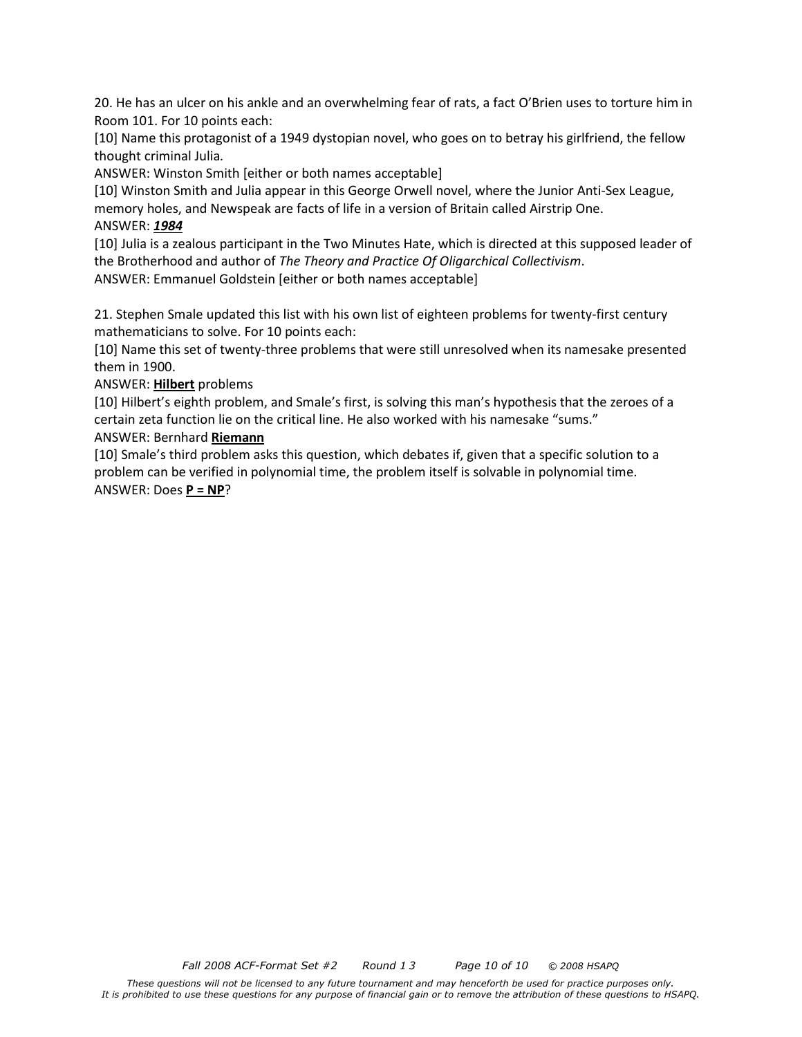20. He has an ulcer on his ankle and an overwhelming fear of rats, a fact O'Brien uses to torture him in Room 101. For 10 points each:

[10] Name this protagonist of a 1949 dystopian novel, who goes on to betray his girlfriend, the fellow thought criminal Julia.

ANSWER: Winston Smith [either or both names acceptable]

[10] Winston Smith and Julia appear in this George Orwell novel, where the Junior Anti-Sex League, memory holes, and Newspeak are facts of life in a version of Britain called Airstrip One.

ANSWER: ***1984***

[10] Julia is a zealous participant in the Two Minutes Hate, which is directed at this supposed leader of the Brotherhood and author of *The Theory and Practice Of Oligarchical Collectivism*.

ANSWER: Emmanuel Goldstein [either or both names acceptable]

21. Stephen Smale updated this list with his own list of eighteen problems for twenty-first century mathematicians to solve. For 10 points each:

[10] Name this set of twenty-three problems that were still unresolved when its namesake presented them in 1900.

ANSWER: **Hilbert** problems

[10] Hilbert's eighth problem, and Smale's first, is solving this man's hypothesis that the zeroes of a certain zeta function lie on the critical line. He also worked with his namesake "sums."

ANSWER: Bernhard **Riemann**

[10] Smale's third problem asks this question, which debates if, given that a specific solution to a problem can be verified in polynomial time, the problem itself is solvable in polynomial time.

ANSWER: Does **P = NP**?

*These questions will not be licensed to any future tournament and may henceforth be used for practice purposes only.*
*It is prohibited to use these questions for any purpose of financial gain or to remove the attribution of these questions to HSAPQ.*